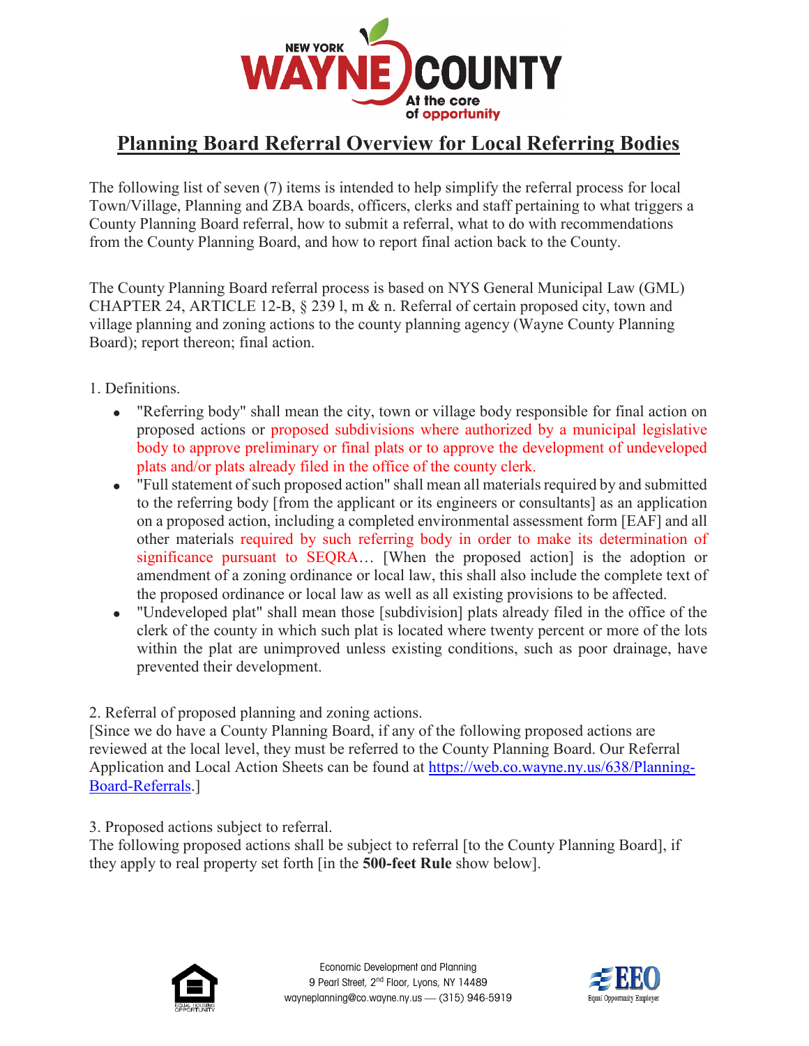# Planning Board Referral Overview for Local Referring Bodies

The following list of seven (7) items is intended to help simplify the referral process for local Town/Village, Planning and ZBA boards, officers, clerks and staff pertaining to what triggers a County Planning Board referral, how to submit a referral, what to do with recommendations from the County Planning Board, and how to report final action back to the County.

The County Planning Board referral process is based on NYS General Municipal Law (GML) CHAPTER 24, ARTICLE 12-B, § 239 l, m & n. Referral of certain proposed city, town and village planning and zoning actions to the county planning agency (Wayne County Planning Board); report thereon; final action.

1. Definitions.

- "Referring body" shall mean the city, town or village body responsible for final action on proposed actions or proposed subdivisions where authorized by a municipal legislative body to approve preliminary or final plats or to approve the development of undeveloped plats and/or plats already filed in the office of the county clerk.
- "Full statement of such proposed action" shall mean all materials required by and submitted to the referring body [from the applicant or its engineers or consultants] as an application on a proposed action, including a completed environmental assessment form [EAF] and all other materials required by such referring body in order to make its determination of significance pursuant to SEQRA… [When the proposed action] is the adoption or amendment of a zoning ordinance or local law, this shall also include the complete text of the proposed ordinance or local law as well as all existing provisions to be affected.
- "Undeveloped plat" shall mean those [subdivision] plats already filed in the office of the clerk of the county in which such plat is located where twenty percent or more of the lots within the plat are unimproved unless existing conditions, such as poor drainage, have prevented their development.

2. Referral of proposed planning and zoning actions.
[Since we do have a County Planning Board, if any of the following proposed actions are reviewed at the local level, they must be referred to the County Planning Board. Our Referral Application and Local Action Sheets can be found at https://web.co.wayne.ny.us/638/Planning-Board-Referrals.]

3. Proposed actions subject to referral.
The following proposed actions shall be subject to referral [to the County Planning Board], if they apply to real property set forth [in the **500-feet Rule** show below].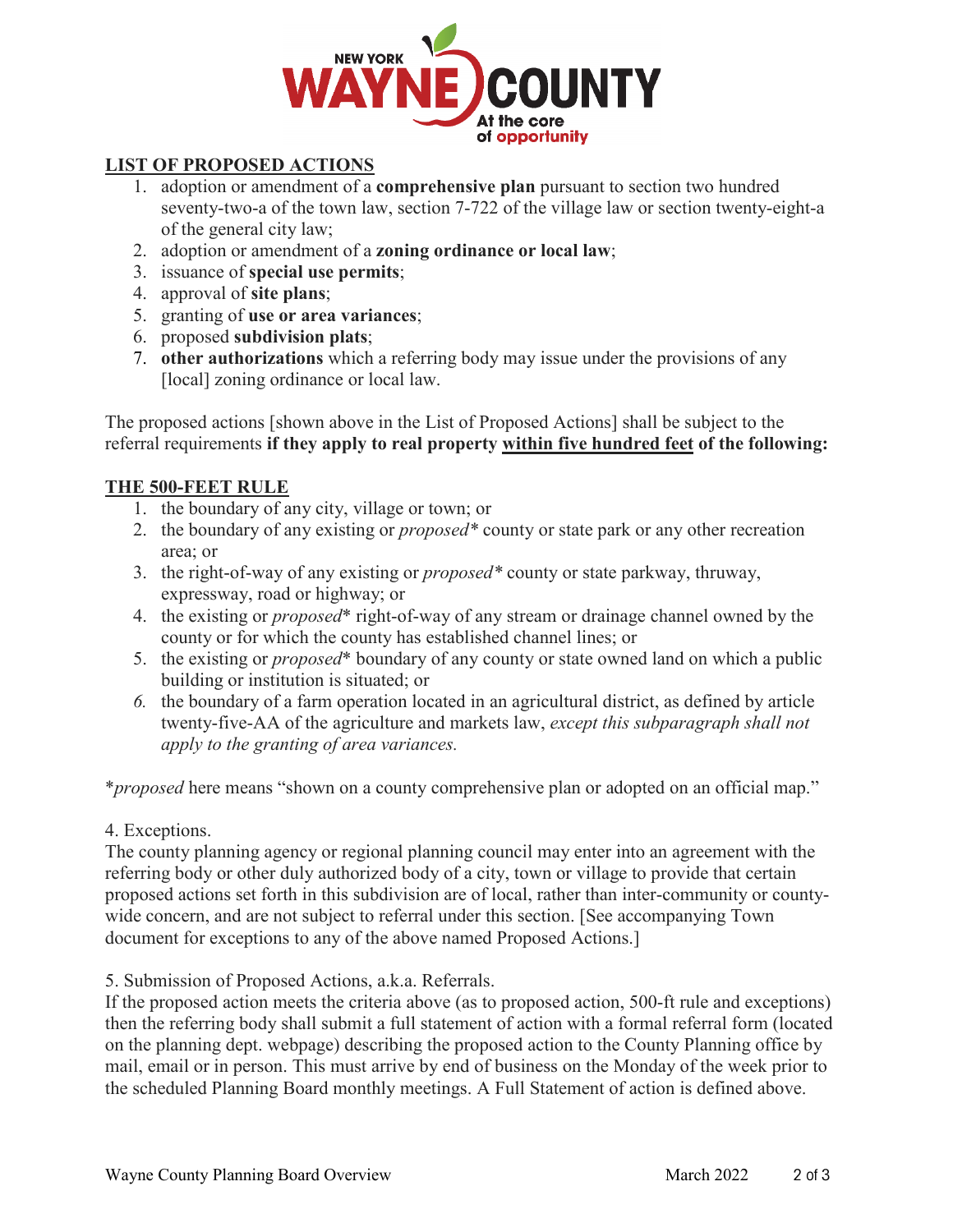## LIST OF PROPOSED ACTIONS

1. adoption or amendment of a **comprehensive plan** pursuant to section two hundred seventy-two-a of the town law, section 7-722 of the village law or section twenty-eight-a of the general city law;
2. adoption or amendment of a **zoning ordinance or local law**;
3. issuance of **special use permits**;
4. approval of **site plans**;
5. granting of **use or area variances**;
6. proposed **subdivision plats**;
7. **other authorizations** which a referring body may issue under the provisions of any [local] zoning ordinance or local law.

The proposed actions [shown above in the List of Proposed Actions] shall be subject to the referral requirements **if they apply to real property <u>within five hundred feet</u> of the following:**

## THE 500-FEET RULE

1. the boundary of any city, village or town; or
2. the boundary of any existing or *proposed** county or state park or any other recreation area; or
3. the right-of-way of any existing or *proposed** county or state parkway, thruway, expressway, road or highway; or
4. the existing or *proposed** right-of-way of any stream or drainage channel owned by the county or for which the county has established channel lines; or
5. the existing or *proposed** boundary of any county or state owned land on which a public building or institution is situated; or
6. the boundary of a farm operation located in an agricultural district, as defined by article twenty-five-AA of the agriculture and markets law, *except this subparagraph shall not apply to the granting of area variances.*

**proposed* here means "shown on a county comprehensive plan or adopted on an official map."

4. Exceptions.
The county planning agency or regional planning council may enter into an agreement with the referring body or other duly authorized body of a city, town or village to provide that certain proposed actions set forth in this subdivision are of local, rather than inter-community or county-wide concern, and are not subject to referral under this section. [See accompanying Town document for exceptions to any of the above named Proposed Actions.]

5. Submission of Proposed Actions, a.k.a. Referrals.
If the proposed action meets the criteria above (as to proposed action, 500-ft rule and exceptions) then the referring body shall submit a full statement of action with a formal referral form (located on the planning dept. webpage) describing the proposed action to the County Planning office by mail, email or in person. This must arrive by end of business on the Monday of the week prior to the scheduled Planning Board monthly meetings. A Full Statement of action is defined above.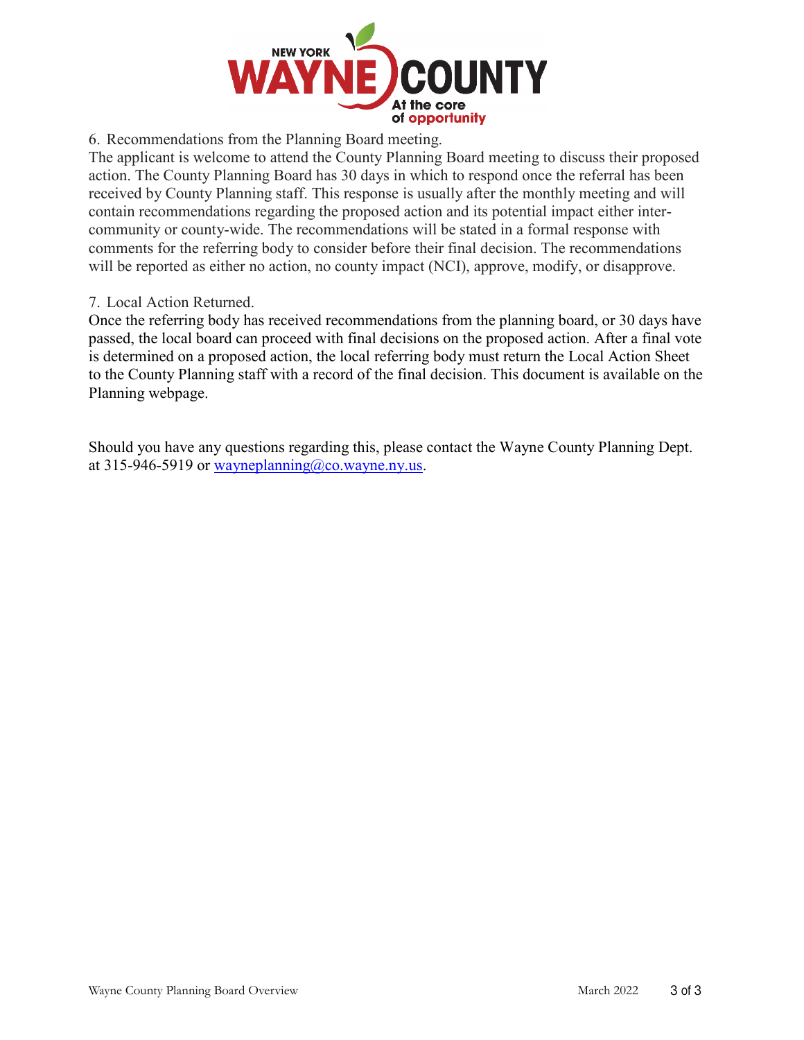6. Recommendations from the Planning Board meeting.

The applicant is welcome to attend the County Planning Board meeting to discuss their proposed action. The County Planning Board has 30 days in which to respond once the referral has been received by County Planning staff. This response is usually after the monthly meeting and will contain recommendations regarding the proposed action and its potential impact either inter-community or county-wide. The recommendations will be stated in a formal response with comments for the referring body to consider before their final decision. The recommendations will be reported as either no action, no county impact (NCI), approve, modify, or disapprove.

7. Local Action Returned.

Once the referring body has received recommendations from the planning board, or 30 days have passed, the local board can proceed with final decisions on the proposed action. After a final vote is determined on a proposed action, the local referring body must return the Local Action Sheet to the County Planning staff with a record of the final decision. This document is available on the Planning webpage.

Should you have any questions regarding this, please contact the Wayne County Planning Dept. at 315-946-5919 or wayneplanning@co.wayne.ny.us.